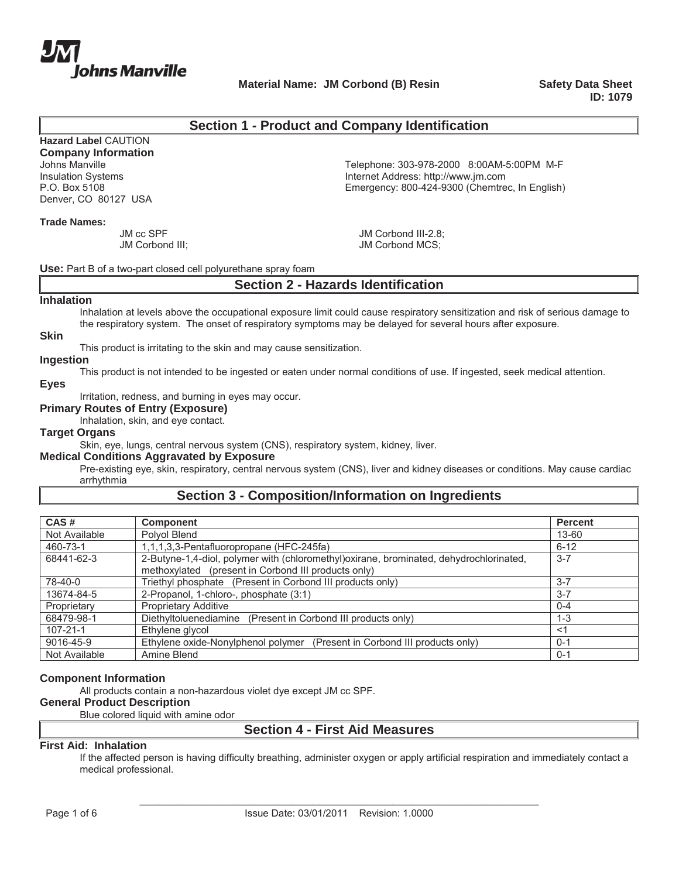**Johns Manville**

**Material Name: JM Corbond (B) Resin**

**Safety Data Sheet**
**ID: 1079**

## Section 1 - Product and Company Identification

**Hazard Label** CAUTION

**Company Information**

Johns Manville
Insulation Systems
P.O. Box 5108
Denver, CO 80127 USA

Telephone: 303-978-2000 8:00AM-5:00PM M-F
Internet Address: http://www.jm.com
Emergency: 800-424-9300 (Chemtrec, In English)

**Trade Names:**

JM cc SPF
JM Corbond III;
JM Corbond III-2.8;
JM Corbond MCS;

**Use:** Part B of a two-part closed cell polyurethane spray foam

## Section 2 - Hazards Identification

**Inhalation**

Inhalation at levels above the occupational exposure limit could cause respiratory sensitization and risk of serious damage to the respiratory system. The onset of respiratory symptoms may be delayed for several hours after exposure.

**Skin**

This product is irritating to the skin and may cause sensitization.

**Ingestion**

This product is not intended to be ingested or eaten under normal conditions of use. If ingested, seek medical attention.

**Eyes**

Irritation, redness, and burning in eyes may occur.

**Primary Routes of Entry (Exposure)**

Inhalation, skin, and eye contact.

**Target Organs**

Skin, eye, lungs, central nervous system (CNS), respiratory system, kidney, liver.

**Medical Conditions Aggravated by Exposure**

Pre-existing eye, skin, respiratory, central nervous system (CNS), liver and kidney diseases or conditions. May cause cardiac arrhythmia

## Section 3 - Composition/Information on Ingredients

| CAS # | Component | Percent |
|---|---|---|
| Not Available | Polyol Blend | 13-60 |
| 460-73-1 | 1,1,1,3,3-Pentafluoropropane (HFC-245fa) | 6-12 |
| 68441-62-3 | 2-Butyne-1,4-diol, polymer with (chloromethyl)oxirane, brominated, dehydrochlorinated, methoxylated (present in Corbond III products only) | 3-7 |
| 78-40-0 | Triethyl phosphate (Present in Corbond III products only) | 3-7 |
| 13674-84-5 | 2-Propanol, 1-chloro-, phosphate (3:1) | 3-7 |
| Proprietary | Proprietary Additive | 0-4 |
| 68479-98-1 | Diethyltoluenediamine (Present in Corbond III products only) | 1-3 |
| 107-21-1 | Ethylene glycol | <1 |
| 9016-45-9 | Ethylene oxide-Nonylphenol polymer (Present in Corbond III products only) | 0-1 |
| Not Available | Amine Blend | 0-1 |

**Component Information**

All products contain a non-hazardous violet dye except JM cc SPF.

**General Product Description**

Blue colored liquid with amine odor

## Section 4 - First Aid Measures

**First Aid: Inhalation**

If the affected person is having difficulty breathing, administer oxygen or apply artificial respiration and immediately contact a medical professional.

Issue Date: 03/01/2011 Revision: 1.0000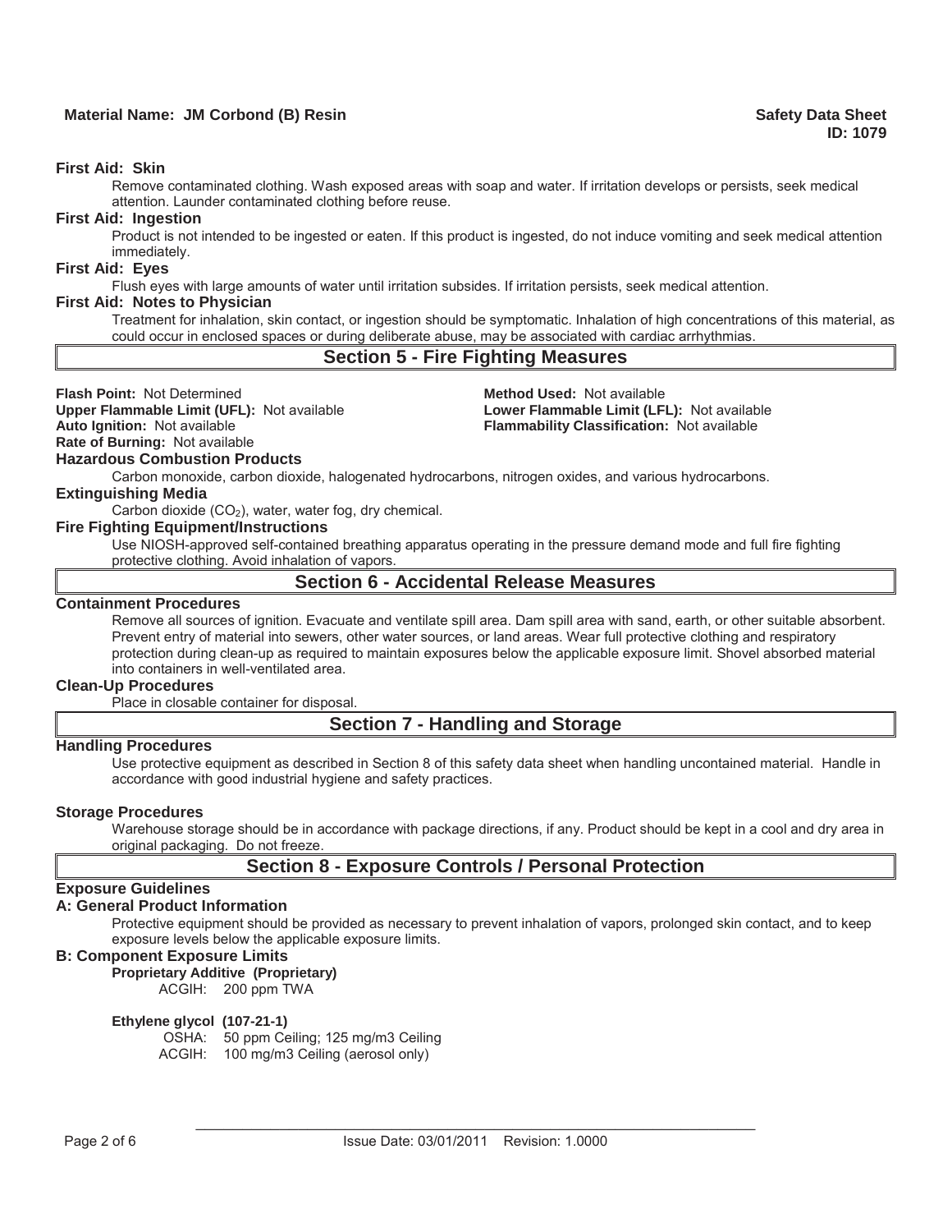**First Aid: Skin**

Remove contaminated clothing. Wash exposed areas with soap and water. If irritation develops or persists, seek medical attention. Launder contaminated clothing before reuse.

**First Aid: Ingestion**

Product is not intended to be ingested or eaten. If this product is ingested, do not induce vomiting and seek medical attention immediately.

**First Aid: Eyes**

Flush eyes with large amounts of water until irritation subsides. If irritation persists, seek medical attention.

**First Aid: Notes to Physician**

Treatment for inhalation, skin contact, or ingestion should be symptomatic. Inhalation of high concentrations of this material, as could occur in enclosed spaces or during deliberate abuse, may be associated with cardiac arrhythmias.

## Section 5 - Fire Fighting Measures

**Flash Point:** Not Determined
**Method Used:** Not available
**Upper Flammable Limit (UFL):** Not available
**Lower Flammable Limit (LFL):** Not available
**Auto Ignition:** Not available
**Flammability Classification:** Not available
**Rate of Burning:** Not available

**Hazardous Combustion Products**

Carbon monoxide, carbon dioxide, halogenated hydrocarbons, nitrogen oxides, and various hydrocarbons.

**Extinguishing Media**

Carbon dioxide ($CO_2$), water, water fog, dry chemical.

**Fire Fighting Equipment/Instructions**

Use NIOSH-approved self-contained breathing apparatus operating in the pressure demand mode and full fire fighting protective clothing. Avoid inhalation of vapors.

## Section 6 - Accidental Release Measures

**Containment Procedures**

Remove all sources of ignition. Evacuate and ventilate spill area. Dam spill area with sand, earth, or other suitable absorbent. Prevent entry of material into sewers, other water sources, or land areas. Wear full protective clothing and respiratory protection during clean-up as required to maintain exposures below the applicable exposure limit. Shovel absorbed material into containers in well-ventilated area.

**Clean-Up Procedures**

Place in closable container for disposal.

## Section 7 - Handling and Storage

**Handling Procedures**

Use protective equipment as described in Section 8 of this safety data sheet when handling uncontained material. Handle in accordance with good industrial hygiene and safety practices.

**Storage Procedures**

Warehouse storage should be in accordance with package directions, if any. Product should be kept in a cool and dry area in original packaging. Do not freeze.

## Section 8 - Exposure Controls / Personal Protection

**Exposure Guidelines**

**A: General Product Information**

Protective equipment should be provided as necessary to prevent inhalation of vapors, prolonged skin contact, and to keep exposure levels below the applicable exposure limits.

**B: Component Exposure Limits**

**Proprietary Additive (Proprietary)**

ACGIH: 200 ppm TWA

**Ethylene glycol (107-21-1)**

OSHA: 50 ppm Ceiling; 125 mg/m3 Ceiling
ACGIH: 100 mg/m3 Ceiling (aerosol only)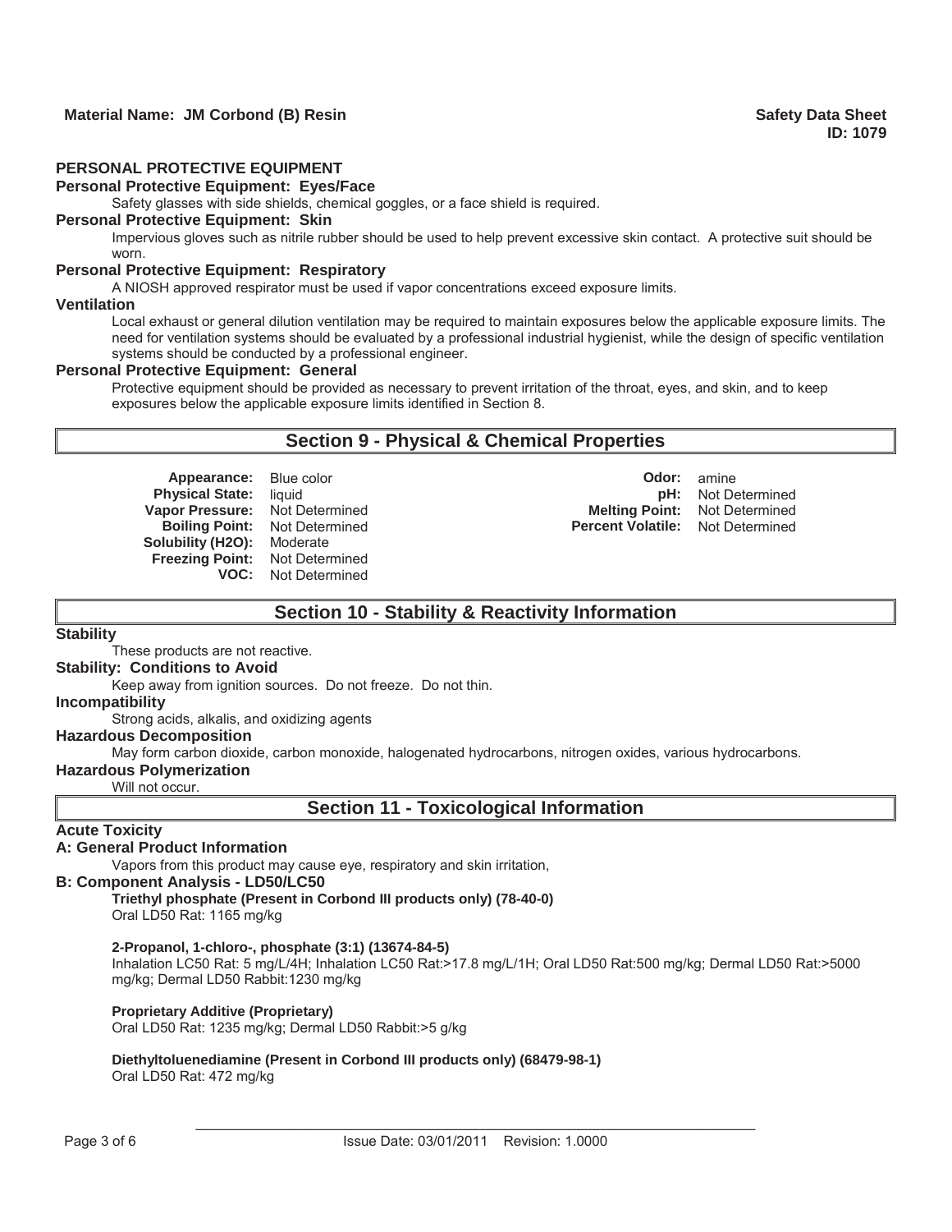### PERSONAL PROTECTIVE EQUIPMENT

**Personal Protective Equipment: Eyes/Face**

Safety glasses with side shields, chemical goggles, or a face shield is required.

**Personal Protective Equipment: Skin**

Impervious gloves such as nitrile rubber should be used to help prevent excessive skin contact. A protective suit should be worn.

**Personal Protective Equipment: Respiratory**

A NIOSH approved respirator must be used if vapor concentrations exceed exposure limits.

**Ventilation**

Local exhaust or general dilution ventilation may be required to maintain exposures below the applicable exposure limits. The need for ventilation systems should be evaluated by a professional industrial hygienist, while the design of specific ventilation systems should be conducted by a professional engineer.

**Personal Protective Equipment: General**

Protective equipment should be provided as necessary to prevent irritation of the throat, eyes, and skin, and to keep exposures below the applicable exposure limits identified in Section 8.

## Section 9 - Physical & Chemical Properties

**Appearance:** Blue color
**Physical State:** liquid
**Vapor Pressure:** Not Determined
**Boiling Point:** Not Determined
**Solubility (H2O):** Moderate
**Freezing Point:** Not Determined
**VOC:** Not Determined
**Odor:** amine
**pH:** Not Determined
**Melting Point:** Not Determined
**Percent Volatile:** Not Determined

## Section 10 - Stability & Reactivity Information

**Stability**

These products are not reactive.

**Stability: Conditions to Avoid**

Keep away from ignition sources. Do not freeze. Do not thin.

**Incompatibility**

Strong acids, alkalis, and oxidizing agents

**Hazardous Decomposition**

May form carbon dioxide, carbon monoxide, halogenated hydrocarbons, nitrogen oxides, various hydrocarbons.

**Hazardous Polymerization**

Will not occur.

## Section 11 - Toxicological Information

**Acute Toxicity**

**A: General Product Information**

Vapors from this product may cause eye, respiratory and skin irritation,

**B: Component Analysis - LD50/LC50**

**Triethyl phosphate (Present in Corbond III products only) (78-40-0)**
Oral LD50 Rat: 1165 mg/kg

**2-Propanol, 1-chloro-, phosphate (3:1) (13674-84-5)**
Inhalation LC50 Rat: 5 mg/L/4H; Inhalation LC50 Rat:>17.8 mg/L/1H; Oral LD50 Rat:500 mg/kg; Dermal LD50 Rat:>5000 mg/kg; Dermal LD50 Rabbit:1230 mg/kg

**Proprietary Additive (Proprietary)**
Oral LD50 Rat: 1235 mg/kg; Dermal LD50 Rabbit:>5 g/kg

**Diethyltoluenediamine (Present in Corbond III products only) (68479-98-1)**
Oral LD50 Rat: 472 mg/kg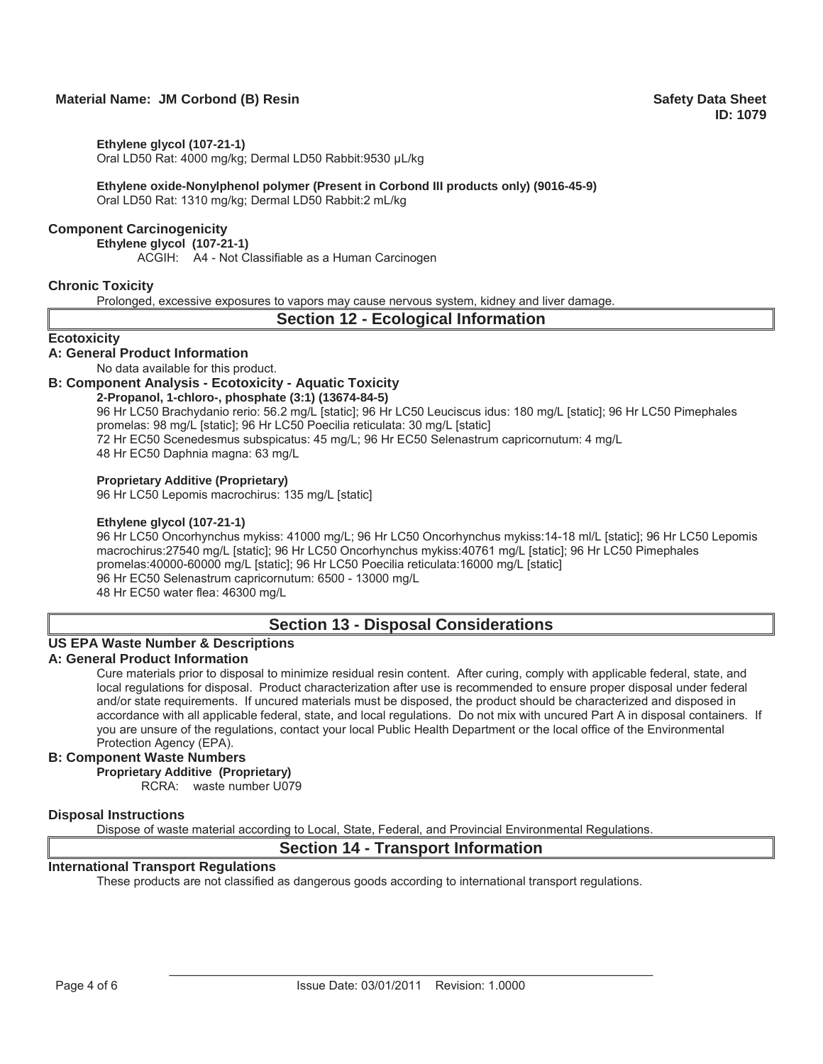**Ethylene glycol (107-21-1)**
Oral LD50 Rat: 4000 mg/kg; Dermal LD50 Rabbit:9530 µL/kg

**Ethylene oxide-Nonylphenol polymer (Present in Corbond III products only) (9016-45-9)**
Oral LD50 Rat: 1310 mg/kg; Dermal LD50 Rabbit:2 mL/kg

### Component Carcinogenicity

**Ethylene glycol (107-21-1)**
ACGIH: A4 - Not Classifiable as a Human Carcinogen

### Chronic Toxicity

Prolonged, excessive exposures to vapors may cause nervous system, kidney and liver damage.

## Section 12 - Ecological Information

### Ecotoxicity

#### A: General Product Information

No data available for this product.

#### B: Component Analysis - Ecotoxicity - Aquatic Toxicity

**2-Propanol, 1-chloro-, phosphate (3:1) (13674-84-5)**
96 Hr LC50 Brachydanio rerio: 56.2 mg/L [static]; 96 Hr LC50 Leuciscus idus: 180 mg/L [static]; 96 Hr LC50 Pimephales promelas: 98 mg/L [static]; 96 Hr LC50 Poecilia reticulata: 30 mg/L [static]
72 Hr EC50 Scenedesmus subspicatus: 45 mg/L; 96 Hr EC50 Selenastrum capricornutum: 4 mg/L
48 Hr EC50 Daphnia magna: 63 mg/L

**Proprietary Additive (Proprietary)**
96 Hr LC50 Lepomis macrochirus: 135 mg/L [static]

**Ethylene glycol (107-21-1)**
96 Hr LC50 Oncorhynchus mykiss: 41000 mg/L; 96 Hr LC50 Oncorhynchus mykiss:14-18 ml/L [static]; 96 Hr LC50 Lepomis macrochirus:27540 mg/L [static]; 96 Hr LC50 Oncorhynchus mykiss:40761 mg/L [static]; 96 Hr LC50 Pimephales promelas:40000-60000 mg/L [static]; 96 Hr LC50 Poecilia reticulata:16000 mg/L [static]
96 Hr EC50 Selenastrum capricornutum: 6500 - 13000 mg/L
48 Hr EC50 water flea: 46300 mg/L

## Section 13 - Disposal Considerations

### US EPA Waste Number & Descriptions

#### A: General Product Information

Cure materials prior to disposal to minimize residual resin content. After curing, comply with applicable federal, state, and local regulations for disposal. Product characterization after use is recommended to ensure proper disposal under federal and/or state requirements. If uncured materials must be disposed, the product should be characterized and disposed in accordance with all applicable federal, state, and local regulations. Do not mix with uncured Part A in disposal containers. If you are unsure of the regulations, contact your local Public Health Department or the local office of the Environmental Protection Agency (EPA).

#### B: Component Waste Numbers

**Proprietary Additive (Proprietary)**
RCRA: waste number U079

### Disposal Instructions

Dispose of waste material according to Local, State, Federal, and Provincial Environmental Regulations.

## Section 14 - Transport Information

### International Transport Regulations

These products are not classified as dangerous goods according to international transport regulations.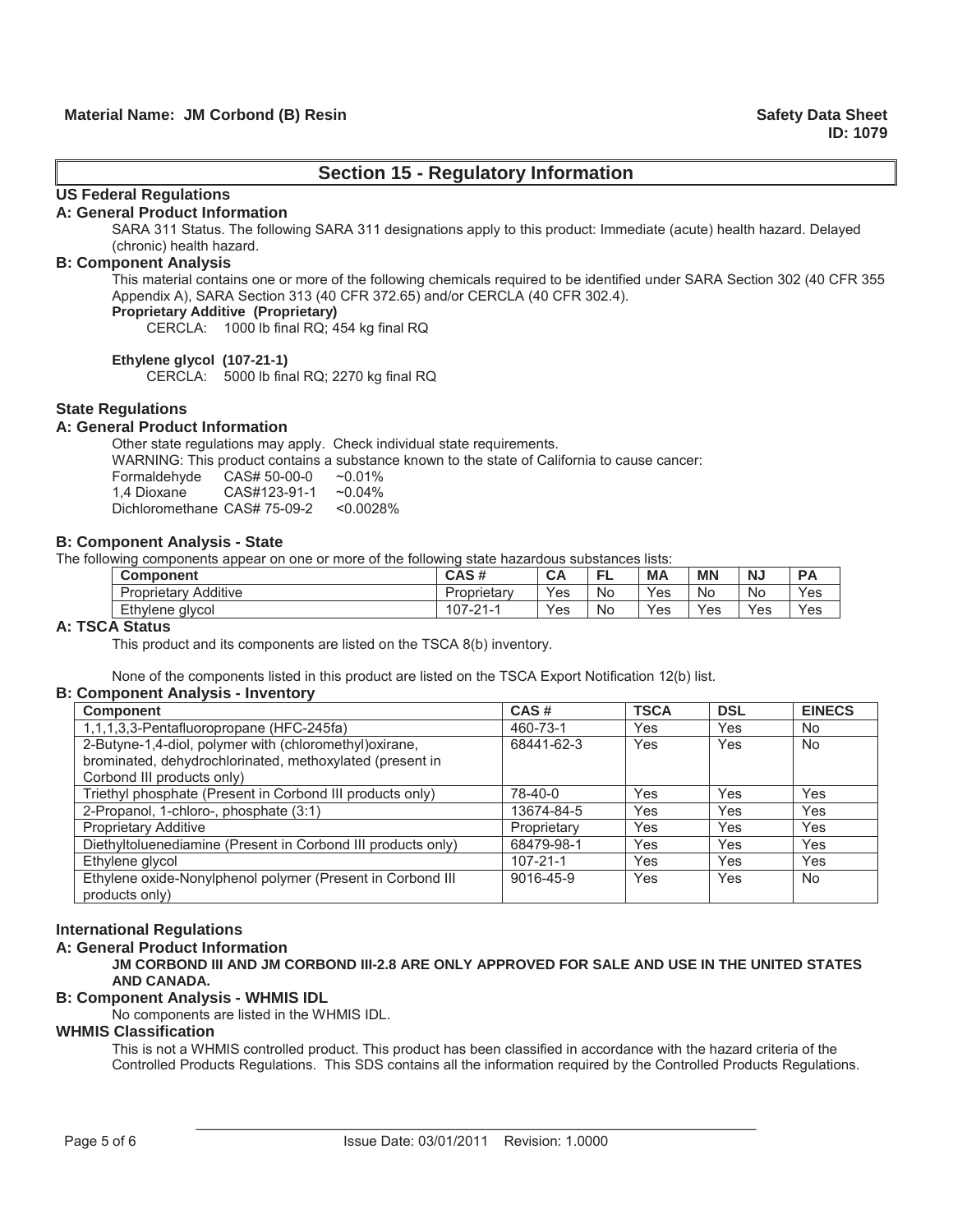## Section 15 - Regulatory Information

### US Federal Regulations

#### A: General Product Information

SARA 311 Status. The following SARA 311 designations apply to this product: Immediate (acute) health hazard. Delayed (chronic) health hazard.

#### B: Component Analysis

This material contains one or more of the following chemicals required to be identified under SARA Section 302 (40 CFR 355 Appendix A), SARA Section 313 (40 CFR 372.65) and/or CERCLA (40 CFR 302.4).

**Proprietary Additive (Proprietary)**

CERCLA: 1000 lb final RQ; 454 kg final RQ

**Ethylene glycol (107-21-1)**

CERCLA: 5000 lb final RQ; 2270 kg final RQ

### State Regulations

#### A: General Product Information

Other state regulations may apply. Check individual state requirements.

WARNING: This product contains a substance known to the state of California to cause cancer:

| | | |
|---|---|---|
| Formaldehyde | CAS# 50-00-0 | ~0.01% |
| 1,4 Dioxane | CAS#123-91-1 | ~0.04% |
| Dichloromethane | CAS# 75-09-2 | <0.0028% |

#### B: Component Analysis - State

The following components appear on one or more of the following state hazardous substances lists:

| Component | CAS # | CA | FL | MA | MN | NJ | PA |
|---|---|---|---|---|---|---|---|
| Proprietary Additive | Proprietary | Yes | No | Yes | No | No | Yes |
| Ethylene glycol | 107-21-1 | Yes | No | Yes | Yes | Yes | Yes |

#### A: TSCA Status

This product and its components are listed on the TSCA 8(b) inventory.

None of the components listed in this product are listed on the TSCA Export Notification 12(b) list.

#### B: Component Analysis - Inventory

| Component | CAS # | TSCA | DSL | EINECS |
|---|---|---|---|---|
| 1,1,1,3,3-Pentafluoropropane (HFC-245fa) | 460-73-1 | Yes | Yes | No |
| 2-Butyne-1,4-diol, polymer with (chloromethyl)oxirane, brominated, dehydrochlorinated, methoxylated (present in Corbond III products only) | 68441-62-3 | Yes | Yes | No |
| Triethyl phosphate (Present in Corbond III products only) | 78-40-0 | Yes | Yes | Yes |
| 2-Propanol, 1-chloro-, phosphate (3:1) | 13674-84-5 | Yes | Yes | Yes |
| Proprietary Additive | Proprietary | Yes | Yes | Yes |
| Diethyltoluenediamine (Present in Corbond III products only) | 68479-98-1 | Yes | Yes | Yes |
| Ethylene glycol | 107-21-1 | Yes | Yes | Yes |
| Ethylene oxide-Nonylphenol polymer (Present in Corbond III products only) | 9016-45-9 | Yes | Yes | No |

### International Regulations

#### A: General Product Information

**JM CORBOND III AND JM CORBOND III-2.8 ARE ONLY APPROVED FOR SALE AND USE IN THE UNITED STATES AND CANADA.**

#### B: Component Analysis - WHMIS IDL

No components are listed in the WHMIS IDL.

#### WHMIS Classification

This is not a WHMIS controlled product. This product has been classified in accordance with the hazard criteria of the Controlled Products Regulations. This SDS contains all the information required by the Controlled Products Regulations.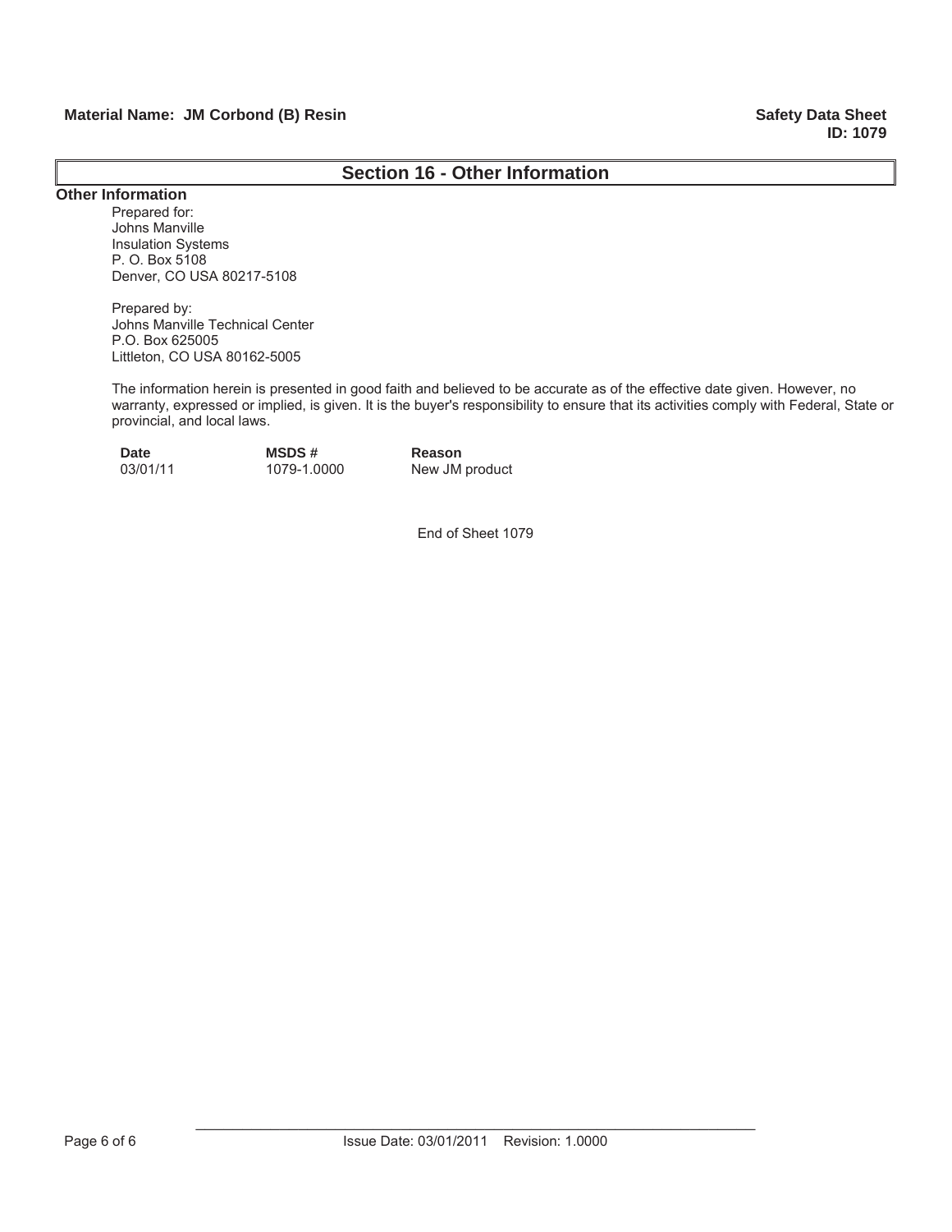## Section 16 - Other Information

### Other Information

Prepared for:
Johns Manville
Insulation Systems
P. O. Box 5108
Denver, CO USA 80217-5108

Prepared by:
Johns Manville Technical Center
P.O. Box 625005
Littleton, CO USA 80162-5005

The information herein is presented in good faith and believed to be accurate as of the effective date given. However, no warranty, expressed or implied, is given. It is the buyer's responsibility to ensure that its activities comply with Federal, State or provincial, and local laws.

| Date | MSDS # | Reason |
| --- | --- | --- |
| 03/01/11 | 1079-1.0000 | New JM product |

End of Sheet 1079